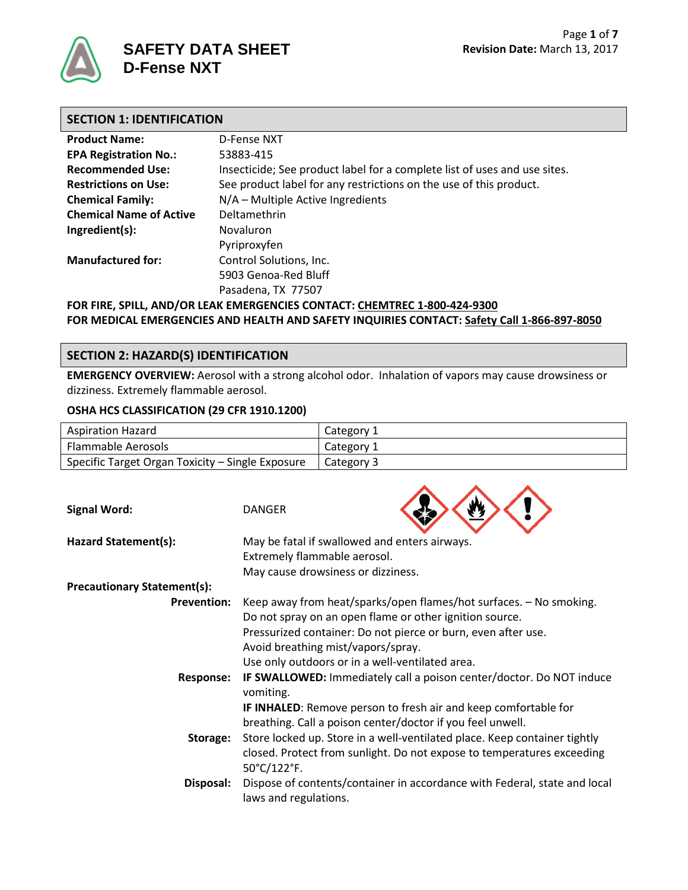# SAFETY DATA SHEET
# D-Fense NXT

**Revision Date:** March 13, 2017

## SECTION 1: IDENTIFICATION

| | |
|---|---|
| **Product Name:** | D-Fense NXT |
| **EPA Registration No.:** | 53883-415 |
| **Recommended Use:** | Insecticide; See product label for a complete list of uses and use sites. |
| **Restrictions on Use:** | See product label for any restrictions on the use of this product. |
| **Chemical Family:** | N/A – Multiple Active Ingredients |
| **Chemical Name of Active Ingredient(s):** | Deltamethrin<br>Novaluron<br>Pyriproxyfen |
| **Manufactured for:** | Control Solutions, Inc.<br>5903 Genoa-Red Bluff<br>Pasadena, TX 77507 |

**FOR FIRE, SPILL, AND/OR LEAK EMERGENCIES CONTACT: CHEMTREC 1-800-424-9300**
**FOR MEDICAL EMERGENCIES AND HEALTH AND SAFETY INQUIRIES CONTACT: Safety Call 1-866-897-8050**

## SECTION 2: HAZARD(S) IDENTIFICATION

**EMERGENCY OVERVIEW:** Aerosol with a strong alcohol odor. Inhalation of vapors may cause drowsiness or dizziness. Extremely flammable aerosol.

**OSHA HCS CLASSIFICATION (29 CFR 1910.1200)**

| Hazard | Category |
|---|---|
| Aspiration Hazard | Category 1 |
| Flammable Aerosols | Category 1 |
| Specific Target Organ Toxicity – Single Exposure | Category 3 |

**Signal Word:** DANGER

**Hazard Statement(s):**
May be fatal if swallowed and enters airways.
Extremely flammable aerosol.
May cause drowsiness or dizziness.

**Precautionary Statement(s):**

**Prevention:** Keep away from heat/sparks/open flames/hot surfaces. – No smoking.
Do not spray on an open flame or other ignition source.
Pressurized container: Do not pierce or burn, even after use.
Avoid breathing mist/vapors/spray.
Use only outdoors or in a well-ventilated area.

**Response:** **IF SWALLOWED:** Immediately call a poison center/doctor. Do NOT induce vomiting.
**IF INHALED**: Remove person to fresh air and keep comfortable for breathing. Call a poison center/doctor if you feel unwell.

**Storage:** Store locked up. Store in a well-ventilated place. Keep container tightly closed. Protect from sunlight. Do not expose to temperatures exceeding 50°C/122°F.

**Disposal:** Dispose of contents/container in accordance with Federal, state and local laws and regulations.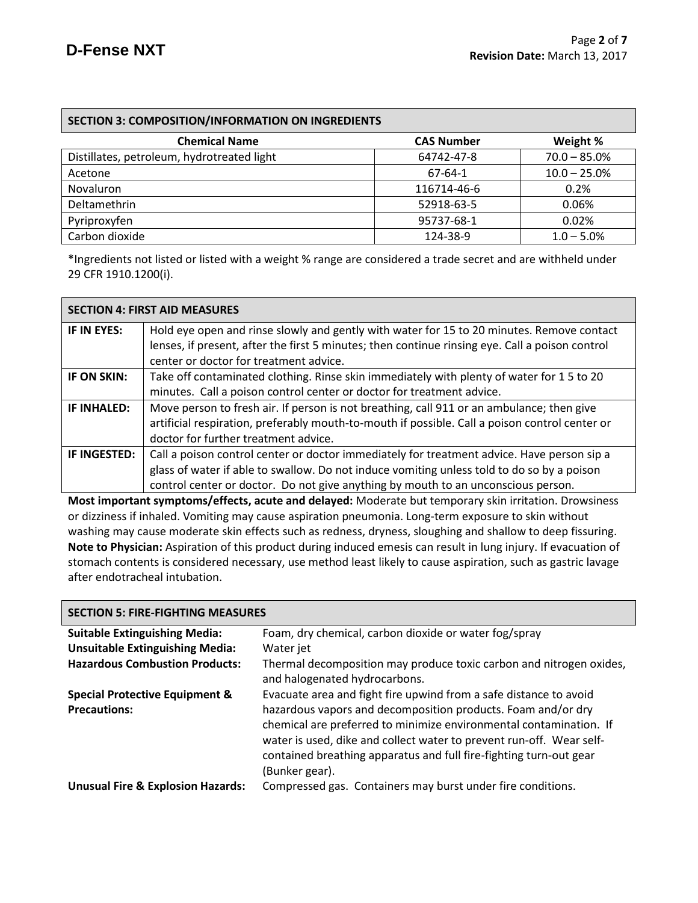## SECTION 3: COMPOSITION/INFORMATION ON INGREDIENTS

| Chemical Name | CAS Number | Weight % |
|---|---|---|
| Distillates, petroleum, hydrotreated light | 64742-47-8 | 70.0 – 85.0% |
| Acetone | 67-64-1 | 10.0 – 25.0% |
| Novaluron | 116714-46-6 | 0.2% |
| Deltamethrin | 52918-63-5 | 0.06% |
| Pyriproxyfen | 95737-68-1 | 0.02% |
| Carbon dioxide | 124-38-9 | 1.0 – 5.0% |

*Ingredients not listed or listed with a weight % range are considered a trade secret and are withheld under 29 CFR 1910.1200(i).

## SECTION 4: FIRST AID MEASURES

| | |
|---|---|
| **IF IN EYES:** | Hold eye open and rinse slowly and gently with water for 15 to 20 minutes. Remove contact lenses, if present, after the first 5 minutes; then continue rinsing eye. Call a poison control center or doctor for treatment advice. |
| **IF ON SKIN:** | Take off contaminated clothing. Rinse skin immediately with plenty of water for 1 5 to 20 minutes. Call a poison control center or doctor for treatment advice. |
| **IF INHALED:** | Move person to fresh air. If person is not breathing, call 911 or an ambulance; then give artificial respiration, preferably mouth-to-mouth if possible. Call a poison control center or doctor for further treatment advice. |
| **IF INGESTED:** | Call a poison control center or doctor immediately for treatment advice. Have person sip a glass of water if able to swallow. Do not induce vomiting unless told to do so by a poison control center or doctor. Do not give anything by mouth to an unconscious person. |

**Most important symptoms/effects, acute and delayed:** Moderate but temporary skin irritation. Drowsiness or dizziness if inhaled. Vomiting may cause aspiration pneumonia. Long-term exposure to skin without washing may cause moderate skin effects such as redness, dryness, sloughing and shallow to deep fissuring.
**Note to Physician:** Aspiration of this product during induced emesis can result in lung injury. If evacuation of stomach contents is considered necessary, use method least likely to cause aspiration, such as gastric lavage after endotracheal intubation.

## SECTION 5: FIRE-FIGHTING MEASURES

**Suitable Extinguishing Media:** Foam, dry chemical, carbon dioxide or water fog/spray

**Unsuitable Extinguishing Media:** Water jet

**Hazardous Combustion Products:** Thermal decomposition may produce toxic carbon and nitrogen oxides, and halogenated hydrocarbons.

**Special Protective Equipment & Precautions:** Evacuate area and fight fire upwind from a safe distance to avoid hazardous vapors and decomposition products. Foam and/or dry chemical are preferred to minimize environmental contamination. If water is used, dike and collect water to prevent run-off. Wear self-contained breathing apparatus and full fire-fighting turn-out gear (Bunker gear).

**Unusual Fire & Explosion Hazards:** Compressed gas. Containers may burst under fire conditions.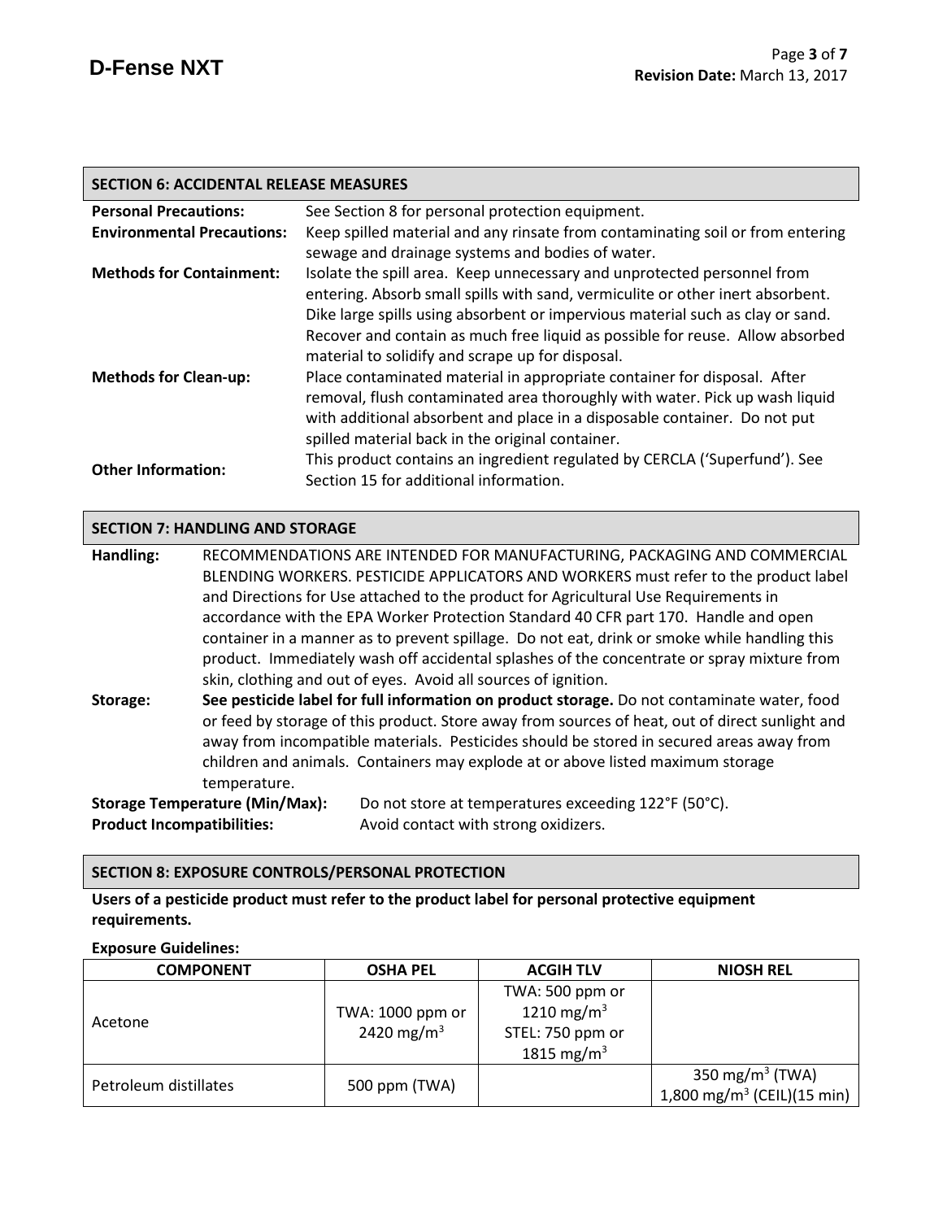## SECTION 6: ACCIDENTAL RELEASE MEASURES

**Personal Precautions:** See Section 8 for personal protection equipment.

**Environmental Precautions:** Keep spilled material and any rinsate from contaminating soil or from entering sewage and drainage systems and bodies of water.

**Methods for Containment:** Isolate the spill area. Keep unnecessary and unprotected personnel from entering. Absorb small spills with sand, vermiculite or other inert absorbent. Dike large spills using absorbent or impervious material such as clay or sand. Recover and contain as much free liquid as possible for reuse. Allow absorbed material to solidify and scrape up for disposal.

**Methods for Clean-up:** Place contaminated material in appropriate container for disposal. After removal, flush contaminated area thoroughly with water. Pick up wash liquid with additional absorbent and place in a disposable container. Do not put spilled material back in the original container.

**Other Information:** This product contains an ingredient regulated by CERCLA ('Superfund'). See Section 15 for additional information.

## SECTION 7: HANDLING AND STORAGE

**Handling:** RECOMMENDATIONS ARE INTENDED FOR MANUFACTURING, PACKAGING AND COMMERCIAL BLENDING WORKERS. PESTICIDE APPLICATORS AND WORKERS must refer to the product label and Directions for Use attached to the product for Agricultural Use Requirements in accordance with the EPA Worker Protection Standard 40 CFR part 170. Handle and open container in a manner as to prevent spillage. Do not eat, drink or smoke while handling this product. Immediately wash off accidental splashes of the concentrate or spray mixture from skin, clothing and out of eyes. Avoid all sources of ignition.

**Storage:** **See pesticide label for full information on product storage.** Do not contaminate water, food or feed by storage of this product. Store away from sources of heat, out of direct sunlight and away from incompatible materials. Pesticides should be stored in secured areas away from children and animals. Containers may explode at or above listed maximum storage temperature.

**Storage Temperature (Min/Max):** Do not store at temperatures exceeding 122°F (50°C).

**Product Incompatibilities:** Avoid contact with strong oxidizers.

## SECTION 8: EXPOSURE CONTROLS/PERSONAL PROTECTION

**Users of a pesticide product must refer to the product label for personal protective equipment requirements.**

**Exposure Guidelines:**

| COMPONENT | OSHA PEL | ACGIH TLV | NIOSH REL |
|---|---|---|---|
| Acetone | TWA: 1000 ppm or 2420 $mg/m^3$ | TWA: 500 ppm or 1210 $mg/m^3$ STEL: 750 ppm or 1815 $mg/m^3$ | |
| Petroleum distillates | 500 ppm (TWA) | | 350 $mg/m^3$ (TWA) 1,800 $mg/m^3$ (CEIL)(15 min) |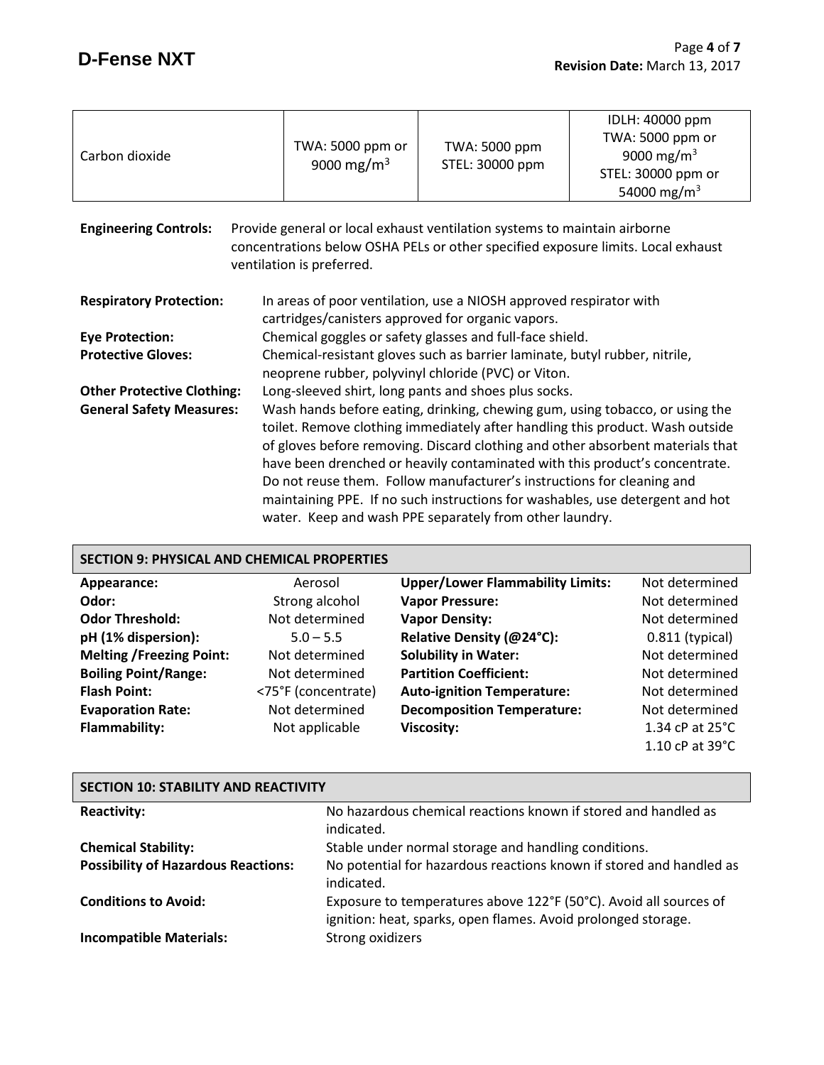| | | | |
|---|---|---|---|
| Carbon dioxide | TWA: 5000 ppm or 9000 mg/m$^3$ | TWA: 5000 ppm STEL: 30000 ppm | IDLH: 40000 ppm TWA: 5000 ppm or 9000 mg/m$^3$ STEL: 30000 ppm or 54000 mg/m$^3$ |

**Engineering Controls:** Provide general or local exhaust ventilation systems to maintain airborne concentrations below OSHA PELs or other specified exposure limits. Local exhaust ventilation is preferred.

**Respiratory Protection:** In areas of poor ventilation, use a NIOSH approved respirator with cartridges/canisters approved for organic vapors.

**Eye Protection:** Chemical goggles or safety glasses and full-face shield.

**Protective Gloves:** Chemical-resistant gloves such as barrier laminate, butyl rubber, nitrile, neoprene rubber, polyvinyl chloride (PVC) or Viton.

**Other Protective Clothing:** Long-sleeved shirt, long pants and shoes plus socks.

**General Safety Measures:** Wash hands before eating, drinking, chewing gum, using tobacco, or using the toilet. Remove clothing immediately after handling this product. Wash outside of gloves before removing. Discard clothing and other absorbent materials that have been drenched or heavily contaminated with this product's concentrate. Do not reuse them. Follow manufacturer's instructions for cleaning and maintaining PPE. If no such instructions for washables, use detergent and hot water. Keep and wash PPE separately from other laundry.

## SECTION 9: PHYSICAL AND CHEMICAL PROPERTIES

| | | | |
|---|---|---|---|
| **Appearance:** | Aerosol | **Upper/Lower Flammability Limits:** | Not determined |
| **Odor:** | Strong alcohol | **Vapor Pressure:** | Not determined |
| **Odor Threshold:** | Not determined | **Vapor Density:** | Not determined |
| **pH (1% dispersion):** | 5.0 – 5.5 | **Relative Density (@24°C):** | 0.811 (typical) |
| **Melting /Freezing Point:** | Not determined | **Solubility in Water:** | Not determined |
| **Boiling Point/Range:** | Not determined | **Partition Coefficient:** | Not determined |
| **Flash Point:** | <75°F (concentrate) | **Auto-ignition Temperature:** | Not determined |
| **Evaporation Rate:** | Not determined | **Decomposition Temperature:** | Not determined |
| **Flammability:** | Not applicable | **Viscosity:** | 1.34 cP at 25°C<br>1.10 cP at 39°C |

## SECTION 10: STABILITY AND REACTIVITY

**Reactivity:** No hazardous chemical reactions known if stored and handled as indicated.

**Chemical Stability:** Stable under normal storage and handling conditions.

**Possibility of Hazardous Reactions:** No potential for hazardous reactions known if stored and handled as indicated.

**Conditions to Avoid:** Exposure to temperatures above 122°F (50°C). Avoid all sources of ignition: heat, sparks, open flames. Avoid prolonged storage.

**Incompatible Materials:** Strong oxidizers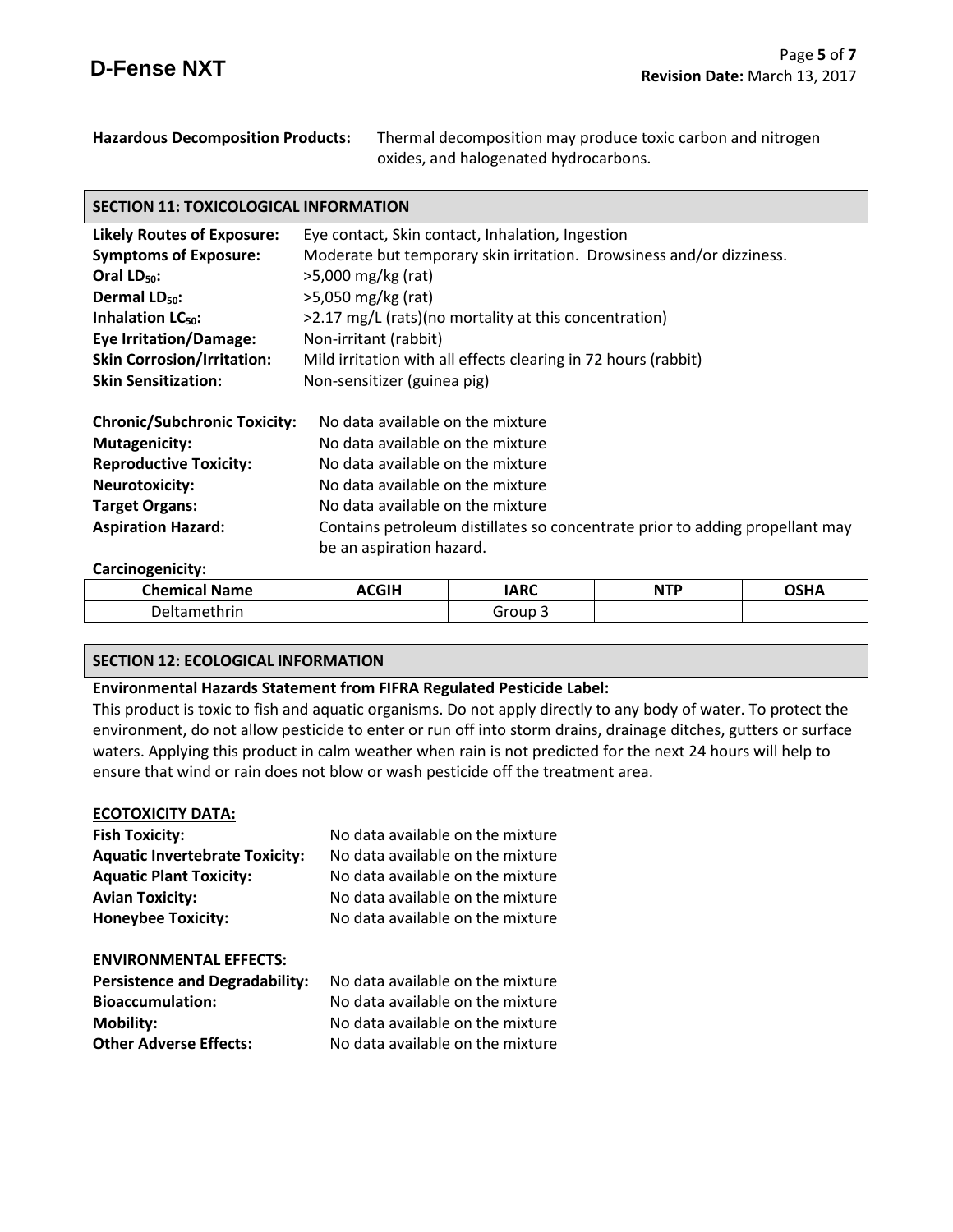**Hazardous Decomposition Products:** Thermal decomposition may produce toxic carbon and nitrogen oxides, and halogenated hydrocarbons.

## SECTION 11: TOXICOLOGICAL INFORMATION

**Likely Routes of Exposure:** Eye contact, Skin contact, Inhalation, Ingestion
**Symptoms of Exposure:** Moderate but temporary skin irritation. Drowsiness and/or dizziness.
**Oral $LD_{50}$:** >5,000 mg/kg (rat)
**Dermal $LD_{50}$:** >5,050 mg/kg (rat)
**Inhalation $LC_{50}$:** >2.17 mg/L (rats)(no mortality at this concentration)
**Eye Irritation/Damage:** Non-irritant (rabbit)
**Skin Corrosion/Irritation:** Mild irritation with all effects clearing in 72 hours (rabbit)
**Skin Sensitization:** Non-sensitizer (guinea pig)

**Chronic/Subchronic Toxicity:** No data available on the mixture
**Mutagenicity:** No data available on the mixture
**Reproductive Toxicity:** No data available on the mixture
**Neurotoxicity:** No data available on the mixture
**Target Organs:** No data available on the mixture
**Aspiration Hazard:** Contains petroleum distillates so concentrate prior to adding propellant may be an aspiration hazard.

**Carcinogenicity:**

| Chemical Name | ACGIH | IARC | NTP | OSHA |
|---|---|---|---|---|
| Deltamethrin | | Group 3 | | |

## SECTION 12: ECOLOGICAL INFORMATION

**Environmental Hazards Statement from FIFRA Regulated Pesticide Label:**
This product is toxic to fish and aquatic organisms. Do not apply directly to any body of water. To protect the environment, do not allow pesticide to enter or run off into storm drains, drainage ditches, gutters or surface waters. Applying this product in calm weather when rain is not predicted for the next 24 hours will help to ensure that wind or rain does not blow or wash pesticide off the treatment area.

**ECOTOXICITY DATA:**

**Fish Toxicity:** No data available on the mixture
**Aquatic Invertebrate Toxicity:** No data available on the mixture
**Aquatic Plant Toxicity:** No data available on the mixture
**Avian Toxicity:** No data available on the mixture
**Honeybee Toxicity:** No data available on the mixture

**ENVIRONMENTAL EFFECTS:**

**Persistence and Degradability:** No data available on the mixture
**Bioaccumulation:** No data available on the mixture
**Mobility:** No data available on the mixture
**Other Adverse Effects:** No data available on the mixture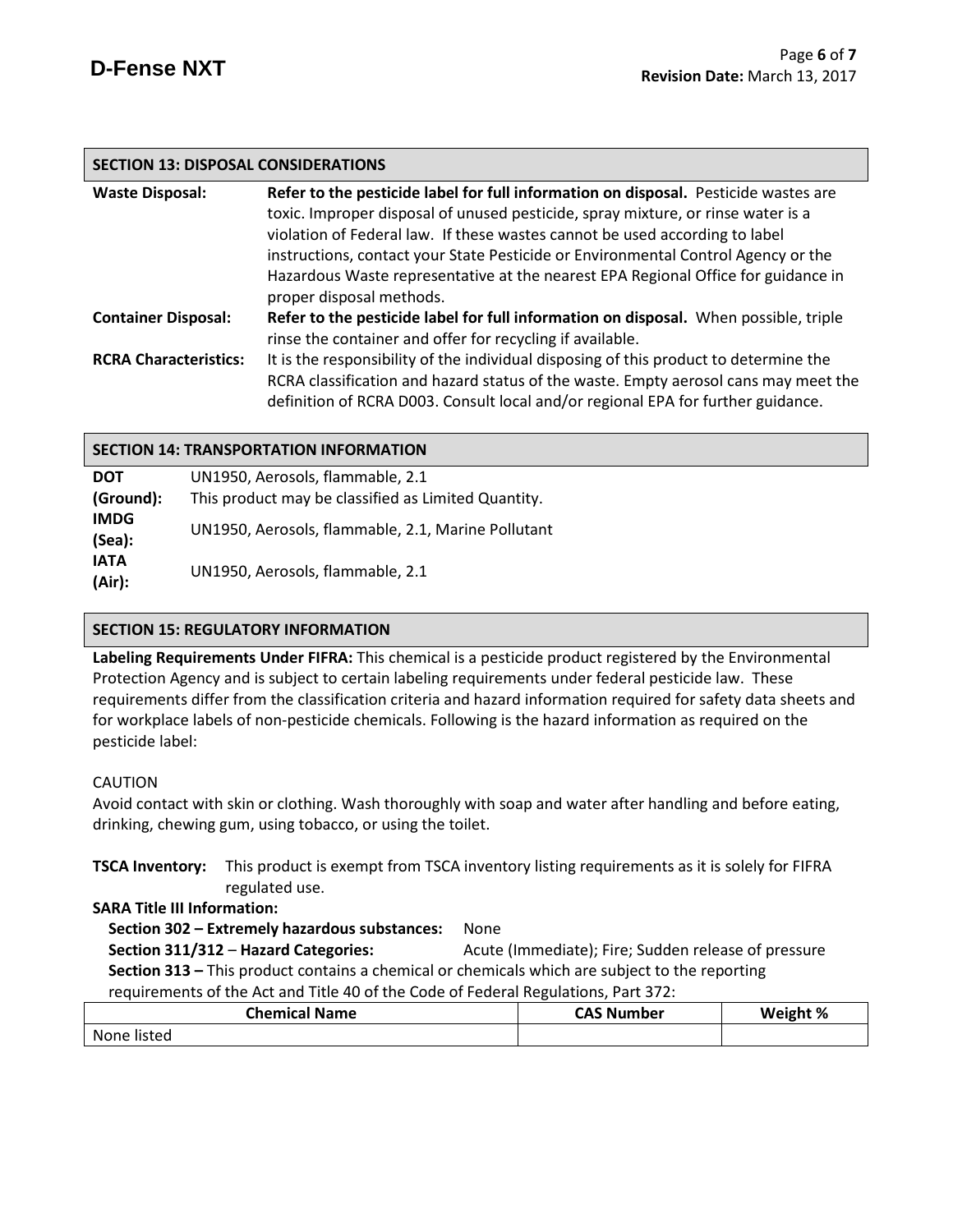## SECTION 13: DISPOSAL CONSIDERATIONS

**Waste Disposal:** **Refer to the pesticide label for full information on disposal.** Pesticide wastes are toxic. Improper disposal of unused pesticide, spray mixture, or rinse water is a violation of Federal law. If these wastes cannot be used according to label instructions, contact your State Pesticide or Environmental Control Agency or the Hazardous Waste representative at the nearest EPA Regional Office for guidance in proper disposal methods.

**Container Disposal:** **Refer to the pesticide label for full information on disposal.** When possible, triple rinse the container and offer for recycling if available.

**RCRA Characteristics:** It is the responsibility of the individual disposing of this product to determine the RCRA classification and hazard status of the waste. Empty aerosol cans may meet the definition of RCRA D003. Consult local and/or regional EPA for further guidance.

## SECTION 14: TRANSPORTATION INFORMATION

**DOT (Ground):** UN1950, Aerosols, flammable, 2.1
This product may be classified as Limited Quantity.

**IMDG (Sea):** UN1950, Aerosols, flammable, 2.1, Marine Pollutant

**IATA (Air):** UN1950, Aerosols, flammable, 2.1

## SECTION 15: REGULATORY INFORMATION

**Labeling Requirements Under FIFRA:** This chemical is a pesticide product registered by the Environmental Protection Agency and is subject to certain labeling requirements under federal pesticide law. These requirements differ from the classification criteria and hazard information required for safety data sheets and for workplace labels of non-pesticide chemicals. Following is the hazard information as required on the pesticide label:

CAUTION
Avoid contact with skin or clothing. Wash thoroughly with soap and water after handling and before eating, drinking, chewing gum, using tobacco, or using the toilet.

**TSCA Inventory:** This product is exempt from TSCA inventory listing requirements as it is solely for FIFRA regulated use.

**SARA Title III Information:**

**Section 302 – Extremely hazardous substances:** None

**Section 311/312 – Hazard Categories:** Acute (Immediate); Fire; Sudden release of pressure

**Section 313 –** This product contains a chemical or chemicals which are subject to the reporting requirements of the Act and Title 40 of the Code of Federal Regulations, Part 372:

| Chemical Name | CAS Number | Weight % |
|---|---|---|
| None listed | | |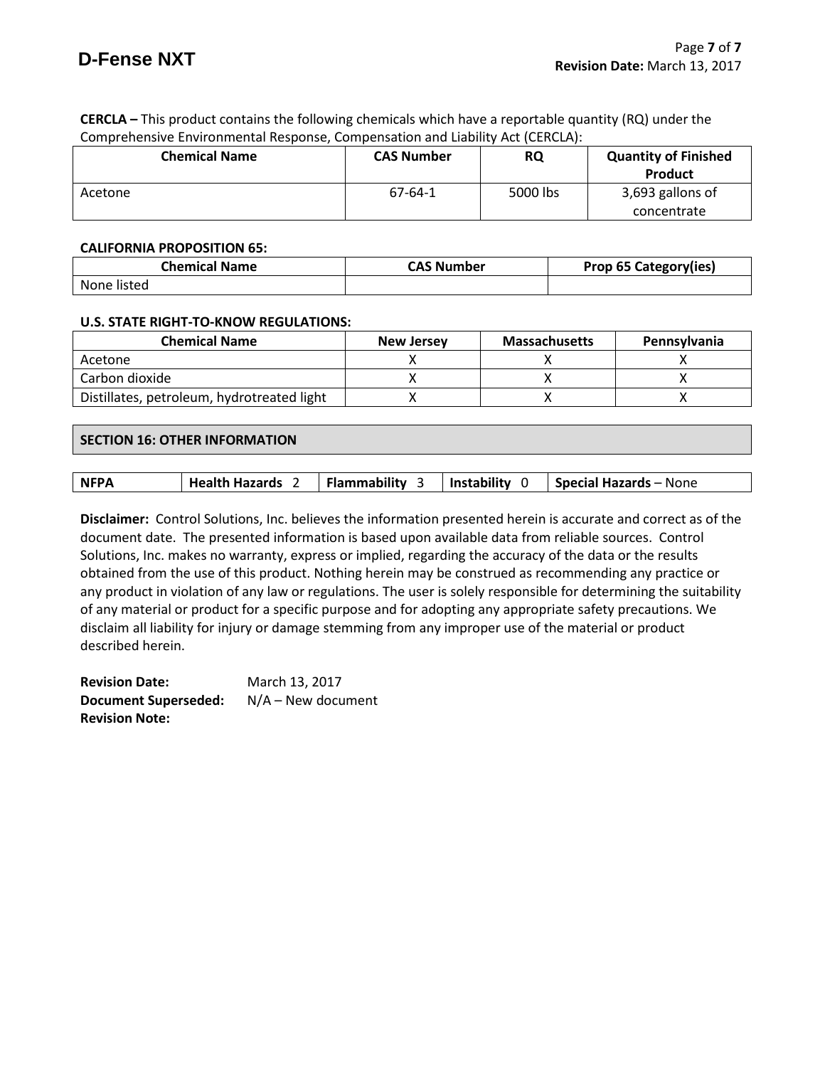**CERCLA –** This product contains the following chemicals which have a reportable quantity (RQ) under the Comprehensive Environmental Response, Compensation and Liability Act (CERCLA):

| Chemical Name | CAS Number | RQ | Quantity of Finished Product |
|---|---|---|---|
| Acetone | 67-64-1 | 5000 lbs | 3,693 gallons of concentrate |

**CALIFORNIA PROPOSITION 65:**

| Chemical Name | CAS Number | Prop 65 Category(ies) |
|---|---|---|
| None listed | | |

**U.S. STATE RIGHT-TO-KNOW REGULATIONS:**

| Chemical Name | New Jersey | Massachusetts | Pennsylvania |
|---|---|---|---|
| Acetone | X | X | X |
| Carbon dioxide | X | X | X |
| Distillates, petroleum, hydrotreated light | X | X | X |

## SECTION 16: OTHER INFORMATION

| | | | | |
|---|---|---|---|---|
| **NFPA** | **Health Hazards** 2 | **Flammability** 3 | **Instability** 0 | **Special Hazards** – None |

**Disclaimer:** Control Solutions, Inc. believes the information presented herein is accurate and correct as of the document date. The presented information is based upon available data from reliable sources. Control Solutions, Inc. makes no warranty, express or implied, regarding the accuracy of the data or the results obtained from the use of this product. Nothing herein may be construed as recommending any practice or any product in violation of any law or regulations. The user is solely responsible for determining the suitability of any material or product for a specific purpose and for adopting any appropriate safety precautions. We disclaim all liability for injury or damage stemming from any improper use of the material or product described herein.

**Revision Date:** March 13, 2017
**Document Superseded:** N/A – New document
**Revision Note:**